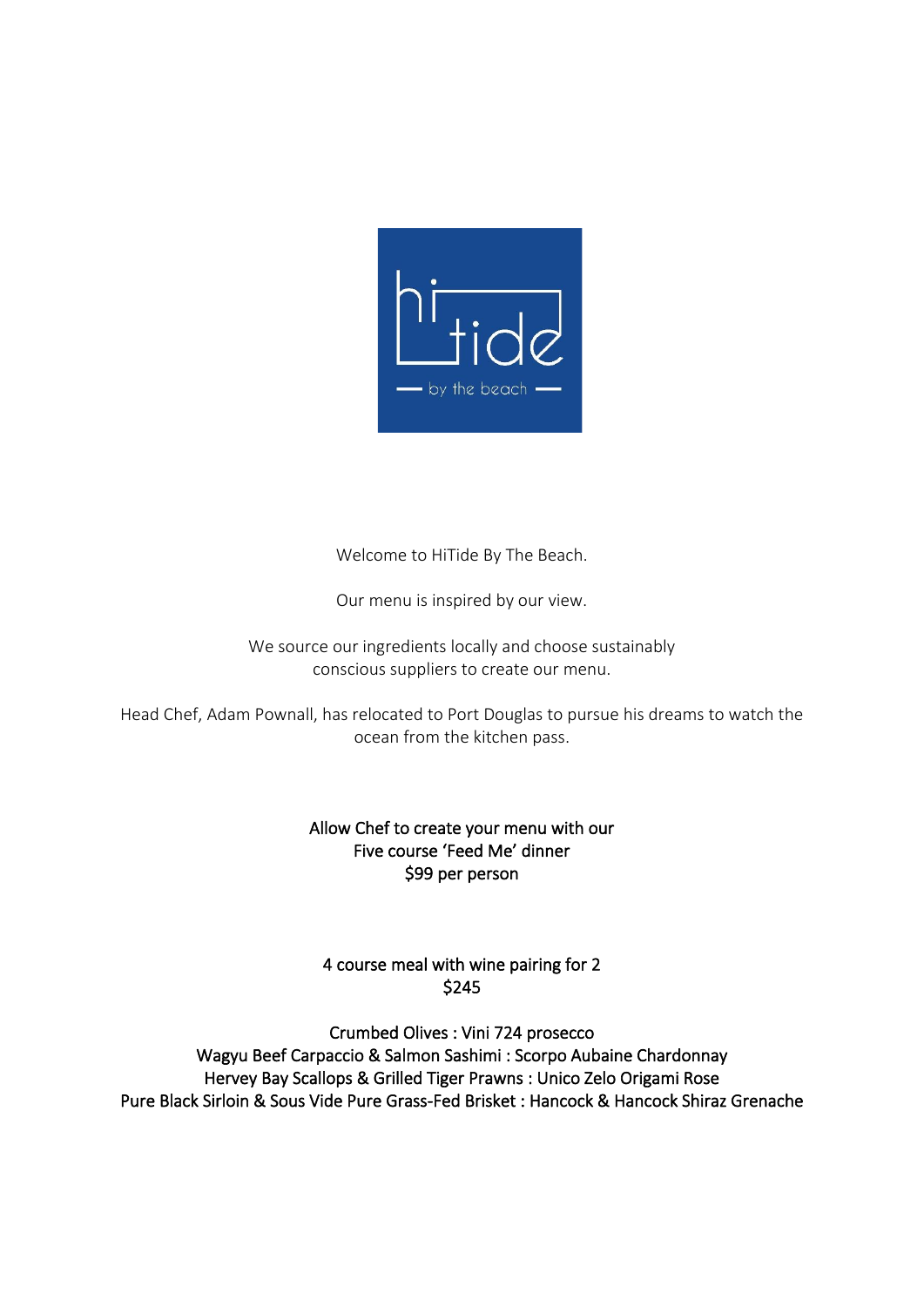# hi tide

by the beach

Welcome to HiTide By The Beach.

Our menu is inspired by our view.

We source our ingredients locally and choose sustainably conscious suppliers to create our menu.

Head Chef, Adam Pownall, has relocated to Port Douglas to pursue his dreams to watch the ocean from the kitchen pass.

Allow Chef to create your menu with our  
Five course 'Feed Me' dinner  
$99 per person

4 course meal with wine pairing for 2  
$245

Crumbed Olives : Vini 724 prosecco  
Wagyu Beef Carpaccio & Salmon Sashimi : Scorpo Aubaine Chardonnay  
Hervey Bay Scallops & Grilled Tiger Prawns : Unico Zelo Origami Rose  
Pure Black Sirloin & Sous Vide Pure Grass-Fed Brisket : Hancock & Hancock Shiraz Grenache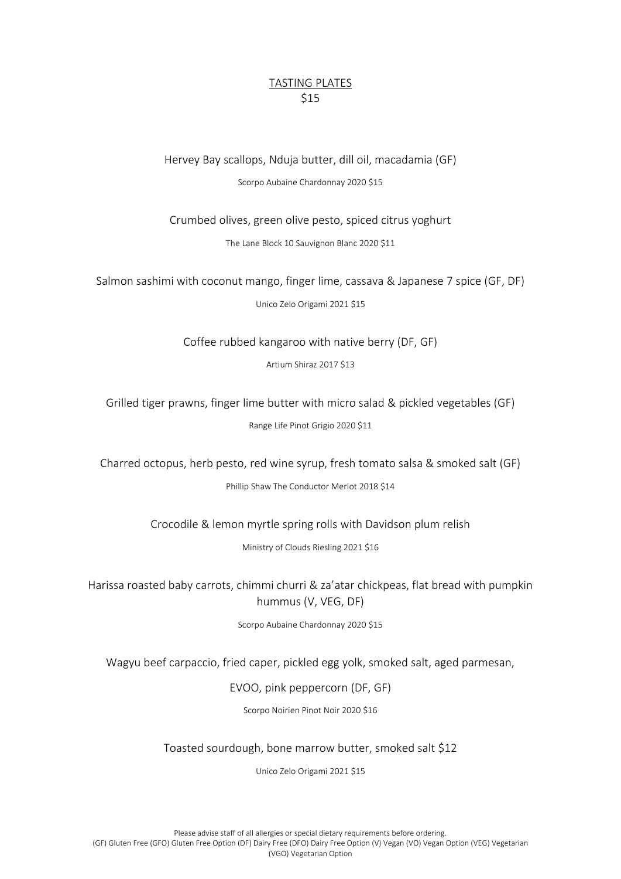# TASTING PLATES

$15

Hervey Bay scallops, Nduja butter, dill oil, macadamia (GF)

Scorpo Aubaine Chardonnay 2020 $15

Crumbed olives, green olive pesto, spiced citrus yoghurt

The Lane Block 10 Sauvignon Blanc 2020 $11

Salmon sashimi with coconut mango, finger lime, cassava & Japanese 7 spice (GF, DF)

Unico Zelo Origami 2021 $15

Coffee rubbed kangaroo with native berry (DF, GF)

Artium Shiraz 2017 $13

Grilled tiger prawns, finger lime butter with micro salad & pickled vegetables (GF)

Range Life Pinot Grigio 2020 $11

Charred octopus, herb pesto, red wine syrup, fresh tomato salsa & smoked salt (GF)

Phillip Shaw The Conductor Merlot 2018 $14

Crocodile & lemon myrtle spring rolls with Davidson plum relish

Ministry of Clouds Riesling 2021 $16

Harissa roasted baby carrots, chimmi churri & za'atar chickpeas, flat bread with pumpkin hummus (V, VEG, DF)

Scorpo Aubaine Chardonnay 2020 $15

Wagyu beef carpaccio, fried caper, pickled egg yolk, smoked salt, aged parmesan,

EVOO, pink peppercorn (DF, GF)

Scorpo Noirien Pinot Noir 2020 $16

Toasted sourdough, bone marrow butter, smoked salt $12

Unico Zelo Origami 2021 $15

Please advise staff of all allergies or special dietary requirements before ordering.
(GF) Gluten Free (GFO) Gluten Free Option (DF) Dairy Free (DFO) Dairy Free Option (V) Vegan (VO) Vegan Option (VEG) Vegetarian (VGO) Vegetarian Option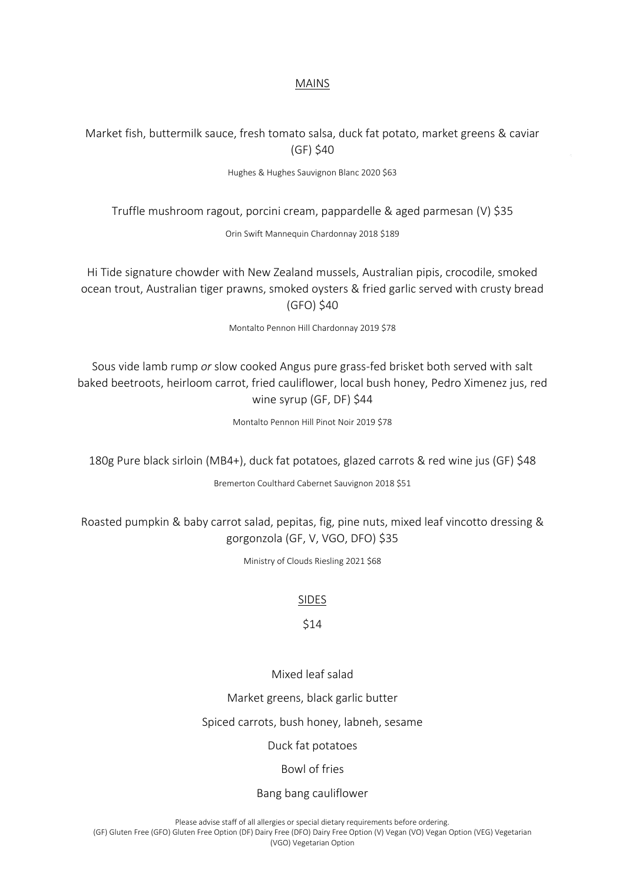## MAINS

Market fish, buttermilk sauce, fresh tomato salsa, duck fat potato, market greens & caviar (GF) $40

Hughes & Hughes Sauvignon Blanc 2020 $63

Truffle mushroom ragout, porcini cream, pappardelle & aged parmesan (V) $35

Orin Swift Mannequin Chardonnay 2018 $189

Hi Tide signature chowder with New Zealand mussels, Australian pipis, crocodile, smoked ocean trout, Australian tiger prawns, smoked oysters & fried garlic served with crusty bread (GFO) $40

Montalto Pennon Hill Chardonnay 2019 $78

Sous vide lamb rump *or* slow cooked Angus pure grass-fed brisket both served with salt baked beetroots, heirloom carrot, fried cauliflower, local bush honey, Pedro Ximenez jus, red wine syrup (GF, DF) $44

Montalto Pennon Hill Pinot Noir 2019 $78

180g Pure black sirloin (MB4+), duck fat potatoes, glazed carrots & red wine jus (GF) $48

Bremerton Coulthard Cabernet Sauvignon 2018 $51

Roasted pumpkin & baby carrot salad, pepitas, fig, pine nuts, mixed leaf vincotto dressing & gorgonzola (GF, V, VGO, DFO) $35

Ministry of Clouds Riesling 2021 $68

## SIDES

$14

Mixed leaf salad

Market greens, black garlic butter

Spiced carrots, bush honey, labneh, sesame

Duck fat potatoes

Bowl of fries

Bang bang cauliflower

Please advise staff of all allergies or special dietary requirements before ordering.
(GF) Gluten Free (GFO) Gluten Free Option (DF) Dairy Free (DFO) Dairy Free Option (V) Vegan (VO) Vegan Option (VEG) Vegetarian (VGO) Vegetarian Option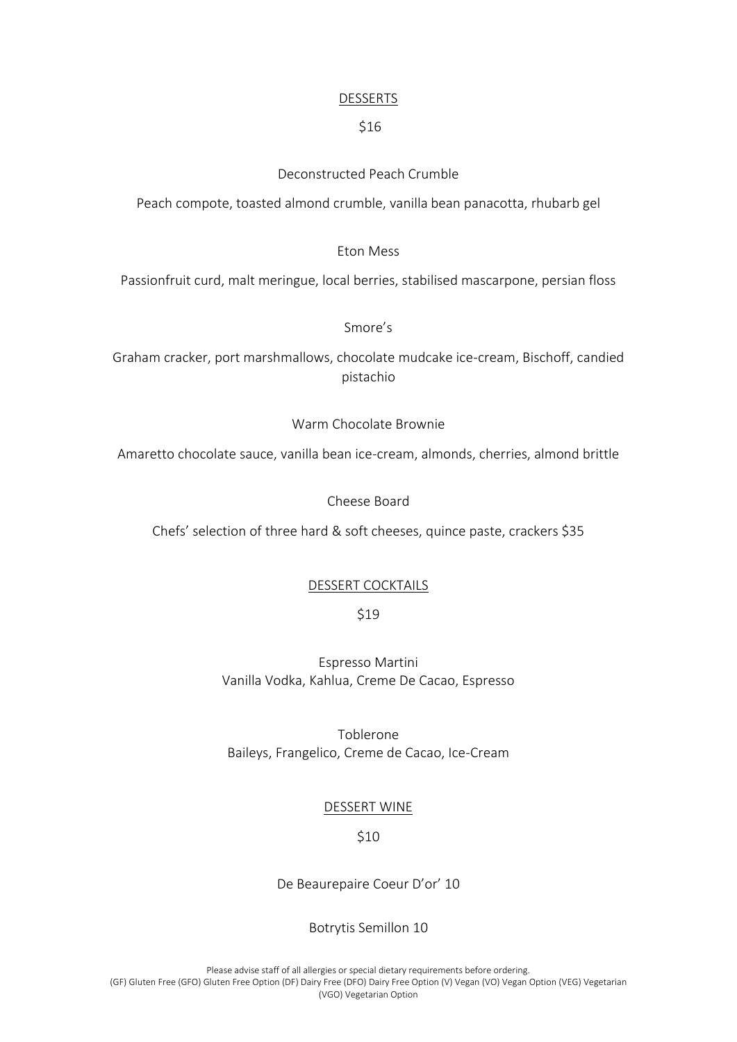## DESSERTS

$16

### Deconstructed Peach Crumble

Peach compote, toasted almond crumble, vanilla bean panacotta, rhubarb gel

### Eton Mess

Passionfruit curd, malt meringue, local berries, stabilised mascarpone, persian floss

### Smore's

Graham cracker, port marshmallows, chocolate mudcake ice-cream, Bischoff, candied pistachio

### Warm Chocolate Brownie

Amaretto chocolate sauce, vanilla bean ice-cream, almonds, cherries, almond brittle

### Cheese Board

Chefs' selection of three hard & soft cheeses, quince paste, crackers $35

## DESSERT COCKTAILS

$19

### Espresso Martini

Vanilla Vodka, Kahlua, Creme De Cacao, Espresso

### Toblerone

Baileys, Frangelico, Creme de Cacao, Ice-Cream

## DESSERT WINE

$10

De Beaurepaire Coeur D'or' 10

Botrytis Semillon 10

Please advise staff of all allergies or special dietary requirements before ordering.
(GF) Gluten Free (GFO) Gluten Free Option (DF) Dairy Free (DFO) Dairy Free Option (V) Vegan (VO) Vegan Option (VEG) Vegetarian (VGO) Vegetarian Option